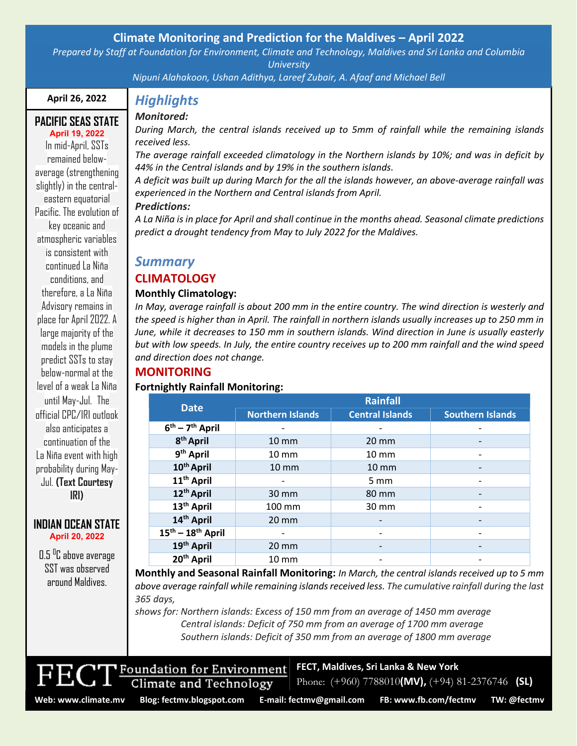# Climate Monitoring and Prediction for the Maldives – April 2022

*Prepared by Staff at Foundation for Environment, Climate and Technology, Maldives and Sri Lanka and Columbia University*

*Nipuni Alahakoon, Ushan Adithya, Lareef Zubair, A. Afaaf and Michael Bell*

**April 26, 2022**

## Highlights

***Monitored:***

*During March, the central islands received up to 5mm of rainfall while the remaining islands received less.*

*The average rainfall exceeded climatology in the Northern islands by 10%; and was in deficit by 44% in the Central islands and by 19% in the southern islands.*

*A deficit was built up during March for the all the islands however, an above-average rainfall was experienced in the Northern and Central islands from April.*

***Predictions:***

*A La Niña is in place for April and shall continue in the months ahead. Seasonal climate predictions predict a drought tendency from May to July 2022 for the Maldives.*

## Summary

### CLIMATOLOGY

**Monthly Climatology:**

*In May, average rainfall is about 200 mm in the entire country. The wind direction is westerly and the speed is higher than in April. The rainfall in northern islands usually increases up to 250 mm in June, while it decreases to 150 mm in southern islands. Wind direction in June is usually easterly but with low speeds. In July, the entire country receives up to 200 mm rainfall and the wind speed and direction does not change.*

### MONITORING

**Fortnightly Rainfall Monitoring:**

| Date | Rainfall | | |
|---|---|---|---|
| | Northern Islands | Central Islands | Southern Islands |
| 6th – 7th April | - | - | - |
| 8th April | 10 mm | 20 mm | - |
| 9th April | 10 mm | 10 mm | - |
| 10th April | 10 mm | 10 mm | - |
| 11th April | - | 5 mm | - |
| 12th April | 30 mm | 80 mm | - |
| 13th April | 100 mm | 30 mm | - |
| 14th April | 20 mm | - | - |
| 15th – 18th April | - | - | - |
| 19th April | 20 mm | - | - |
| 20th April | 10 mm | - | - |

**Monthly and Seasonal Rainfall Monitoring:** *In March, the central islands received up to 5 mm above average rainfall while remaining islands received less. The cumulative rainfall during the last 365 days,*

*shows for: Northern islands: Excess of 150 mm from an average of 1450 mm average*

*Central islands: Deficit of 750 mm from an average of 1700 mm average*

*Southern islands: Deficit of 350 mm from an average of 1800 mm average*

## PACIFIC SEAS STATE

**April 19, 2022**

In mid-April, SSTs remained below-average (strengthening slightly) in the central-eastern equatorial Pacific. The evolution of key oceanic and atmospheric variables is consistent with continued La Niña conditions, and therefore, a La Niña Advisory remains in place for April 2022. A large majority of the models in the plume predict SSTs to stay below-normal at the level of a weak La Niña until May-Jul. The official CPC/IRI outlook also anticipates a continuation of the La Niña event with high probability during May-Jul. **(Text Courtesy IRI)**

## INDIAN OCEAN STATE

**April 20, 2022**

0.5 $^{0}$C above average SST was observed around Maldives.

---

**FECT** Foundation for Environment Climate and Technology

**FECT, Maldives, Sri Lanka & New York**

Phone: (+960) 7788010 **(MV),** (+94) 81-2376746 **(SL)**

**Web: www.climate.mv** **Blog: fectmv.blogspot.com** **E-mail: fectmv@gmail.com** **FB: www.fb.com/fectmv** **TW: @fectmv**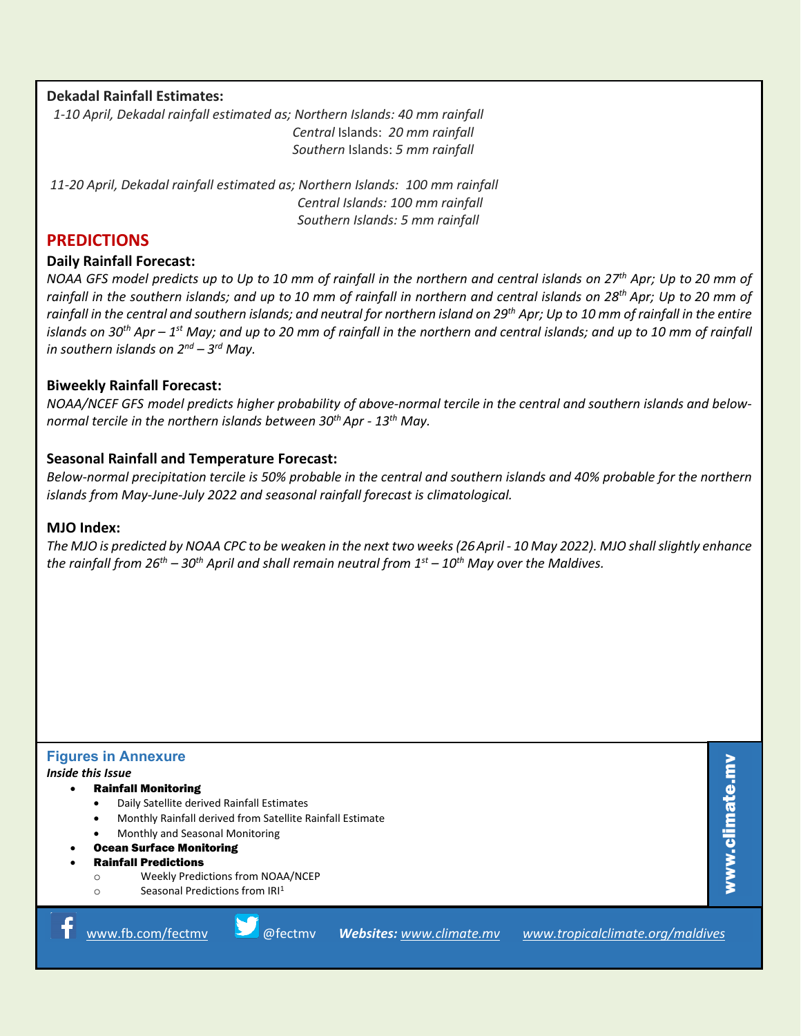**Dekadal Rainfall Estimates:**

*1-10 April, Dekadal rainfall estimated as; Northern Islands: 40 mm rainfall*
*Central* Islands: *20 mm rainfall*
*Southern* Islands: *5 mm rainfall*

*11-20 April, Dekadal rainfall estimated as; Northern Islands: 100 mm rainfall*
*Central Islands: 100 mm rainfall*
*Southern Islands: 5 mm rainfall*

## PREDICTIONS

**Daily Rainfall Forecast:**

*NOAA GFS model predicts up to Up to 10 mm of rainfall in the northern and central islands on 27th Apr; Up to 20 mm of rainfall in the southern islands; and up to 10 mm of rainfall in northern and central islands on 28th Apr; Up to 20 mm of rainfall in the central and southern islands; and neutral for northern island on 29th Apr; Up to 10 mm of rainfall in the entire islands on 30th Apr – 1st May; and up to 20 mm of rainfall in the northern and central islands; and up to 10 mm of rainfall in southern islands on 2nd – 3rd May.*

**Biweekly Rainfall Forecast:**

*NOAA/NCEF GFS model predicts higher probability of above-normal tercile in the central and southern islands and below-normal tercile in the northern islands between 30th Apr - 13th May.*

**Seasonal Rainfall and Temperature Forecast:**

*Below-normal precipitation tercile is 50% probable in the central and southern islands and 40% probable for the northern islands from May-June-July 2022 and seasonal rainfall forecast is climatological.*

**MJO Index:**

*The MJO is predicted by NOAA CPC to be weaken in the next two weeks (26 April - 10 May 2022). MJO shall slightly enhance the rainfall from 26th – 30th April and shall remain neutral from 1st – 10th May over the Maldives.*

### Figures in Annexure

*Inside this Issue*

- **Rainfall Monitoring**
  - Daily Satellite derived Rainfall Estimates
  - Monthly Rainfall derived from Satellite Rainfall Estimate
  - Monthly and Seasonal Monitoring
- **Ocean Surface Monitoring**
- **Rainfall Predictions**
  - Weekly Predictions from NOAA/NCEP
  - Seasonal Predictions from IRI[1]

www.climate.mv

www.fb.com/fectmv @fectmv ***Websites:*** *www.climate.mv* *www.tropicalclimate.org/maldives*